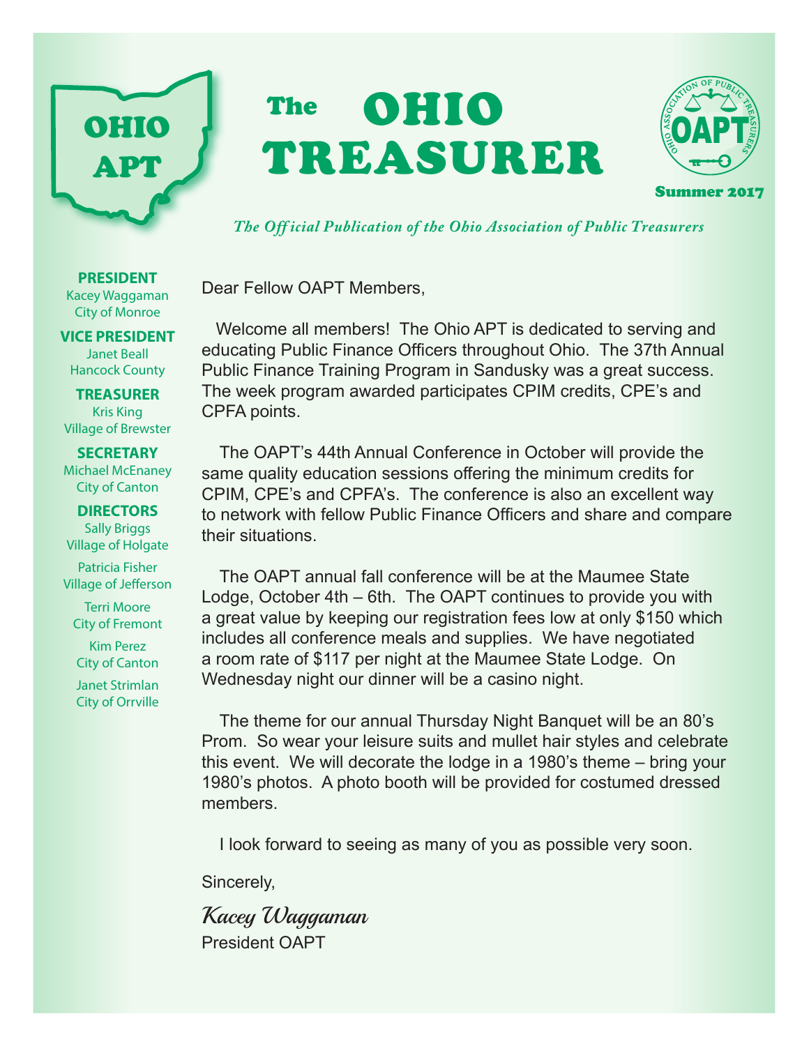# The OHIO TREASURER

Summer 2017

*The Official Publication of the Ohio Association of Public Treasurers*

**PRESIDENT**
Kacey Waggaman
City of Monroe

**VICE PRESIDENT**
Janet Beall
Hancock County

**TREASURER**
Kris King
Village of Brewster

**SECRETARY**
Michael McEnaney
City of Canton

**DIRECTORS**
Sally Briggs
Village of Holgate

Patricia Fisher
Village of Jefferson

Terri Moore
City of Fremont

Kim Perez
City of Canton

Janet Strimlan
City of Orrville

Dear Fellow OAPT Members,

Welcome all members! The Ohio APT is dedicated to serving and educating Public Finance Officers throughout Ohio. The 37th Annual Public Finance Training Program in Sandusky was a great success. The week program awarded participates CPIM credits, CPE's and CPFA points.

The OAPT's 44th Annual Conference in October will provide the same quality education sessions offering the minimum credits for CPIM, CPE's and CPFA's. The conference is also an excellent way to network with fellow Public Finance Officers and share and compare their situations.

The OAPT annual fall conference will be at the Maumee State Lodge, October 4th – 6th. The OAPT continues to provide you with a great value by keeping our registration fees low at only $150 which includes all conference meals and supplies. We have negotiated a room rate of $117 per night at the Maumee State Lodge. On Wednesday night our dinner will be a casino night.

The theme for our annual Thursday Night Banquet will be an 80's Prom. So wear your leisure suits and mullet hair styles and celebrate this event. We will decorate the lodge in a 1980's theme – bring your 1980's photos. A photo booth will be provided for costumed dressed members.

I look forward to seeing as many of you as possible very soon.

Sincerely,

*Kacey Waggaman*
President OAPT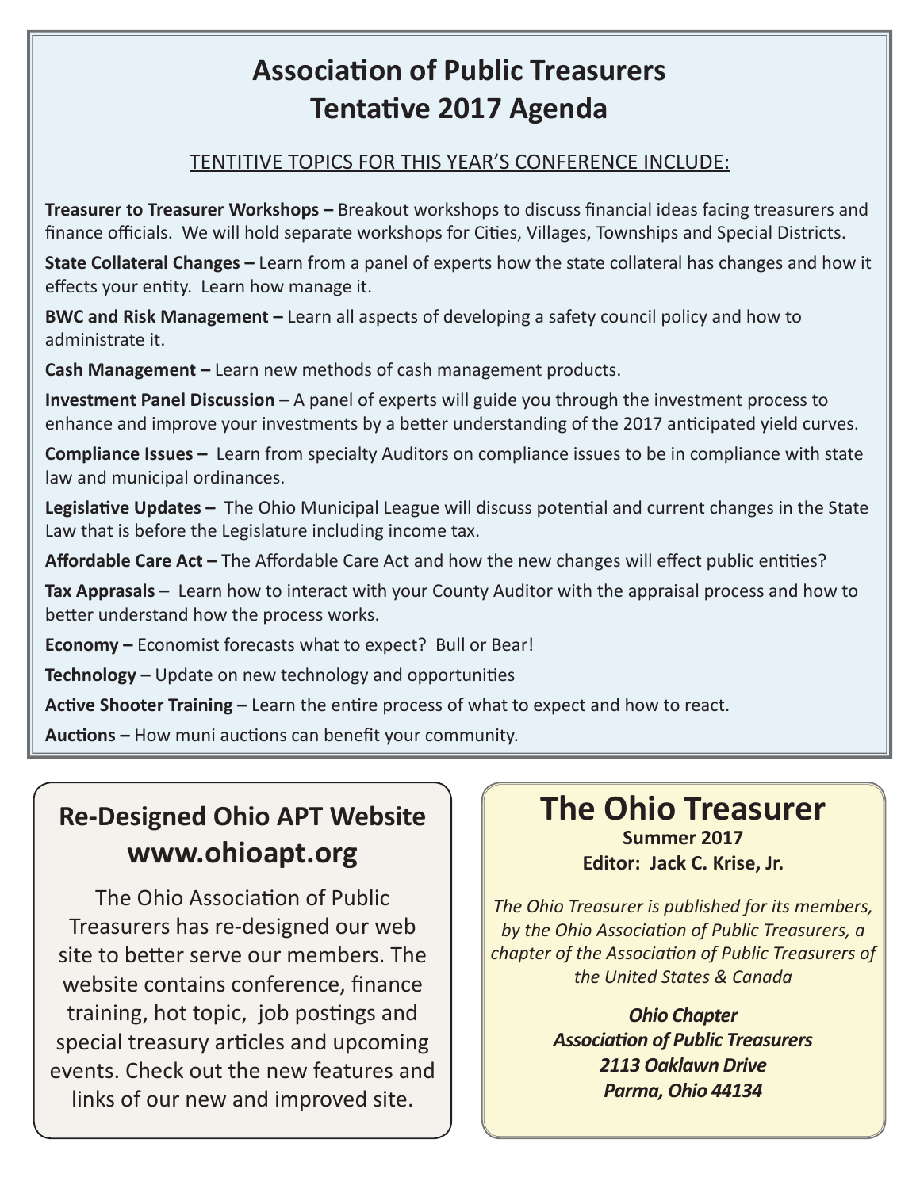# Association of Public Treasurers Tentative 2017 Agenda

TENTITIVE TOPICS FOR THIS YEAR'S CONFERENCE INCLUDE:

**Treasurer to Treasurer Workshops –** Breakout workshops to discuss financial ideas facing treasurers and finance officials. We will hold separate workshops for Cities, Villages, Townships and Special Districts.

**State Collateral Changes –** Learn from a panel of experts how the state collateral has changes and how it effects your entity. Learn how manage it.

**BWC and Risk Management –** Learn all aspects of developing a safety council policy and how to administrate it.

**Cash Management –** Learn new methods of cash management products.

**Investment Panel Discussion –** A panel of experts will guide you through the investment process to enhance and improve your investments by a better understanding of the 2017 anticipated yield curves.

**Compliance Issues –** Learn from specialty Auditors on compliance issues to be in compliance with state law and municipal ordinances.

**Legislative Updates –** The Ohio Municipal League will discuss potential and current changes in the State Law that is before the Legislature including income tax.

**Affordable Care Act –** The Affordable Care Act and how the new changes will effect public entities?

**Tax Apprasals –** Learn how to interact with your County Auditor with the appraisal process and how to better understand how the process works.

**Economy –** Economist forecasts what to expect? Bull or Bear!

**Technology –** Update on new technology and opportunities

**Active Shooter Training –** Learn the entire process of what to expect and how to react.

**Auctions –** How muni auctions can benefit your community.

## Re-Designed Ohio APT Website www.ohioapt.org

The Ohio Association of Public Treasurers has re-designed our web site to better serve our members. The website contains conference, finance training, hot topic, job postings and special treasury articles and upcoming events. Check out the new features and links of our new and improved site.

## The Ohio Treasurer

**Summer 2017**
**Editor: Jack C. Krise, Jr.**

*The Ohio Treasurer is published for its members, by the Ohio Association of Public Treasurers, a chapter of the Association of Public Treasurers of the United States & Canada*

***Ohio Chapter***
***Association of Public Treasurers***
***2113 Oaklawn Drive***
***Parma, Ohio 44134***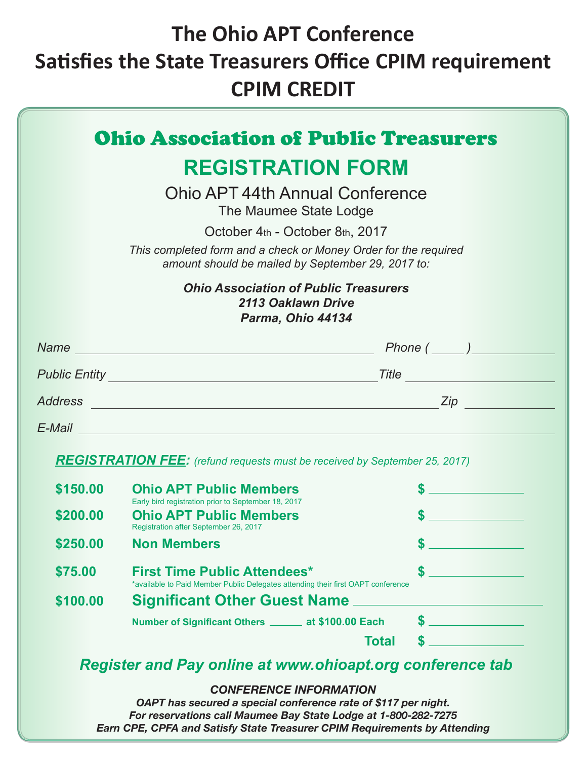# The Ohio APT Conference
# Satisfies the State Treasurers Office CPIM requirement
# CPIM CREDIT

## Ohio Association of Public Treasurers

## REGISTRATION FORM

### Ohio APT 44th Annual Conference

The Maumee State Lodge

October 4th - October 8th, 2017

*This completed form and a check or Money Order for the required amount should be mailed by September 29, 2017 to:*

***Ohio Association of Public Treasurers***
***2113 Oaklawn Drive***
***Parma, Ohio 44134***

*Name* ______________________________ *Phone ( ____ )* __________

*Public Entity* ______________________________ *Title* __________________

*Address* ______________________________ *Zip* __________

*E-Mail* ______________________________________________

***REGISTRATION FEE:*** *(refund requests must be received by September 25, 2017)*

| | | |
|---|---|---|
| **$150.00** | **Ohio APT Public Members**<br>Early bird registration prior to September 18, 2017 | **$** __________ |
| **$200.00** | **Ohio APT Public Members**<br>Registration after September 26, 2017 | **$** __________ |
| **$250.00** | **Non Members** | **$** __________ |
| **$75.00** | **First Time Public Attendees***<br>*available to Paid Member Public Delegates attending their first OAPT conference | **$** __________ |
| **$100.00** | **Significant Other Guest Name** ____________________ | |
| | **Number of Significant Others** ______ **at $100.00 Each** | **$** __________ |
| | **Total** | **$** __________ |

***Register and Pay online at www.ohioapt.org conference tab***

***CONFERENCE INFORMATION***

***OAPT has secured a special conference rate of $117 per night.***
***For reservations call Maumee Bay State Lodge at 1-800-282-7275***
***Earn CPE, CPFA and Satisfy State Treasurer CPIM Requirements by Attending***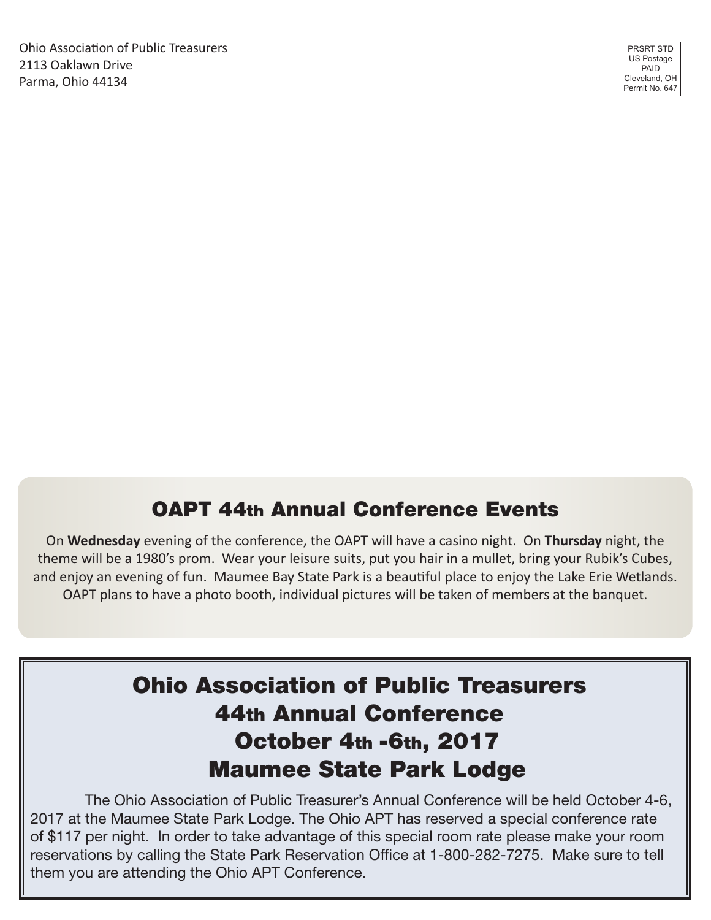Ohio Association of Public Treasurers
2113 Oaklawn Drive
Parma, Ohio 44134

PRSRT STD
US Postage
PAID
Cleveland, OH
Permit No. 647

## OAPT 44th Annual Conference Events

On **Wednesday** evening of the conference, the OAPT will have a casino night. On **Thursday** night, the theme will be a 1980's prom. Wear your leisure suits, put you hair in a mullet, bring your Rubik's Cubes, and enjoy an evening of fun. Maumee Bay State Park is a beautiful place to enjoy the Lake Erie Wetlands. OAPT plans to have a photo booth, individual pictures will be taken of members at the banquet.

## Ohio Association of Public Treasurers 44th Annual Conference October 4th -6th, 2017 Maumee State Park Lodge

The Ohio Association of Public Treasurer's Annual Conference will be held October 4-6, 2017 at the Maumee State Park Lodge. The Ohio APT has reserved a special conference rate of $117 per night. In order to take advantage of this special room rate please make your room reservations by calling the State Park Reservation Office at 1-800-282-7275. Make sure to tell them you are attending the Ohio APT Conference.